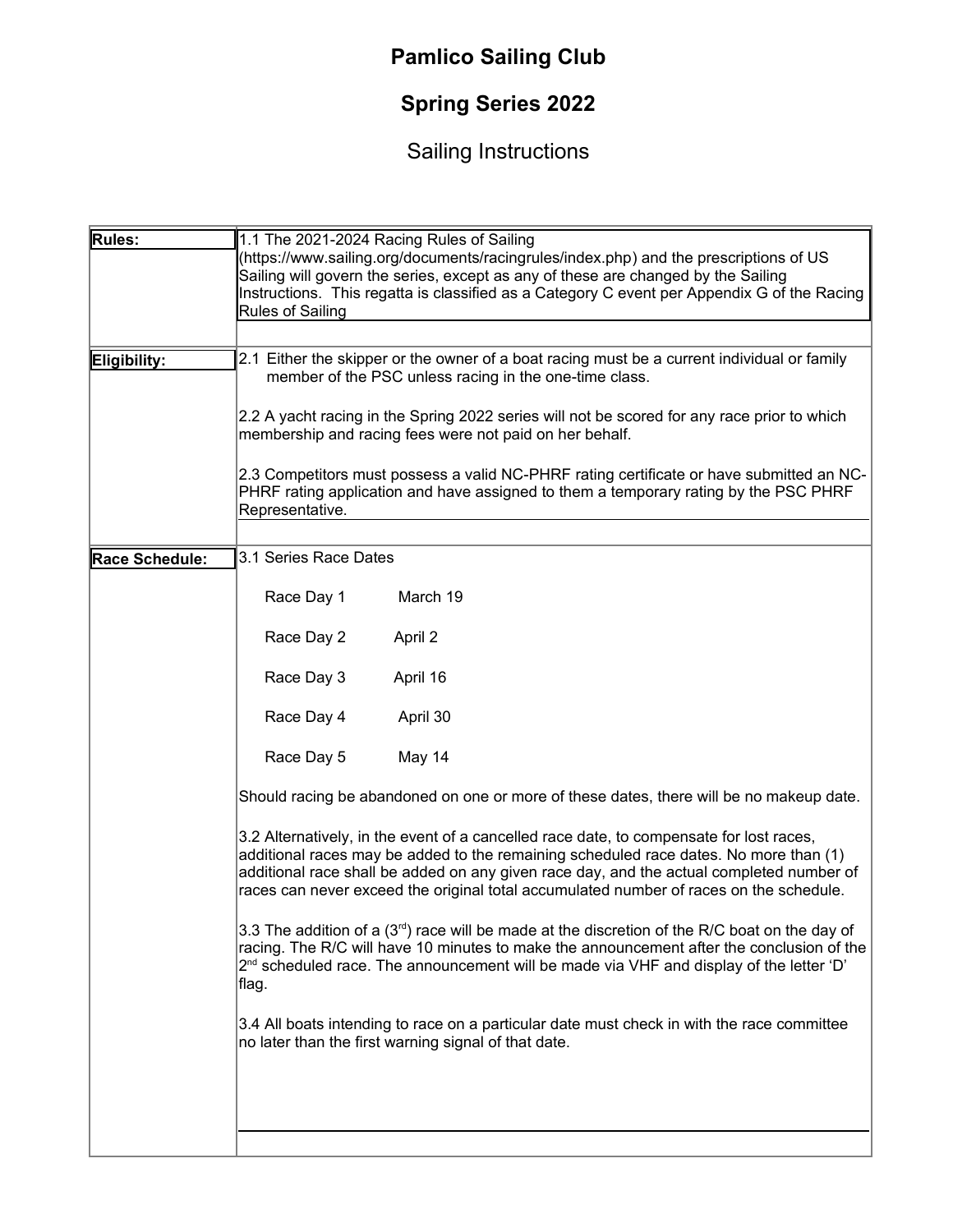# Pamlico Sailing Club

## Spring Series 2022

## Sailing Instructions

| | |
|---|---|
| **Rules:** | 1.1 The 2021-2024 Racing Rules of Sailing (https://www.sailing.org/documents/racingrules/index.php) and the prescriptions of US Sailing will govern the series, except as any of these are changed by the Sailing Instructions. This regatta is classified as a Category C event per Appendix G of the Racing Rules of Sailing |
| **Eligibility:** | 2.1 Either the skipper or the owner of a boat racing must be a current individual or family member of the PSC unless racing in the one-time class.<br><br>2.2 A yacht racing in the Spring 2022 series will not be scored for any race prior to which membership and racing fees were not paid on her behalf.<br><br>2.3 Competitors must possess a valid NC-PHRF rating certificate or have submitted an NC-PHRF rating application and have assigned to them a temporary rating by the PSC PHRF Representative. |
| **Race Schedule:** | 3.1 Series Race Dates<br><br>Race Day 1 March 19<br><br>Race Day 2 April 2<br><br>Race Day 3 April 16<br><br>Race Day 4 April 30<br><br>Race Day 5 May 14<br><br>Should racing be abandoned on one or more of these dates, there will be no makeup date.<br><br>3.2 Alternatively, in the event of a cancelled race date, to compensate for lost races, additional races may be added to the remaining scheduled race dates. No more than (1) additional race shall be added on any given race day, and the actual completed number of races can never exceed the original total accumulated number of races on the schedule.<br><br>3.3 The addition of a (3rd) race will be made at the discretion of the R/C boat on the day of racing. The R/C will have 10 minutes to make the announcement after the conclusion of the 2nd scheduled race. The announcement will be made via VHF and display of the letter 'D' flag.<br><br>3.4 All boats intending to race on a particular date must check in with the race committee no later than the first warning signal of that date. |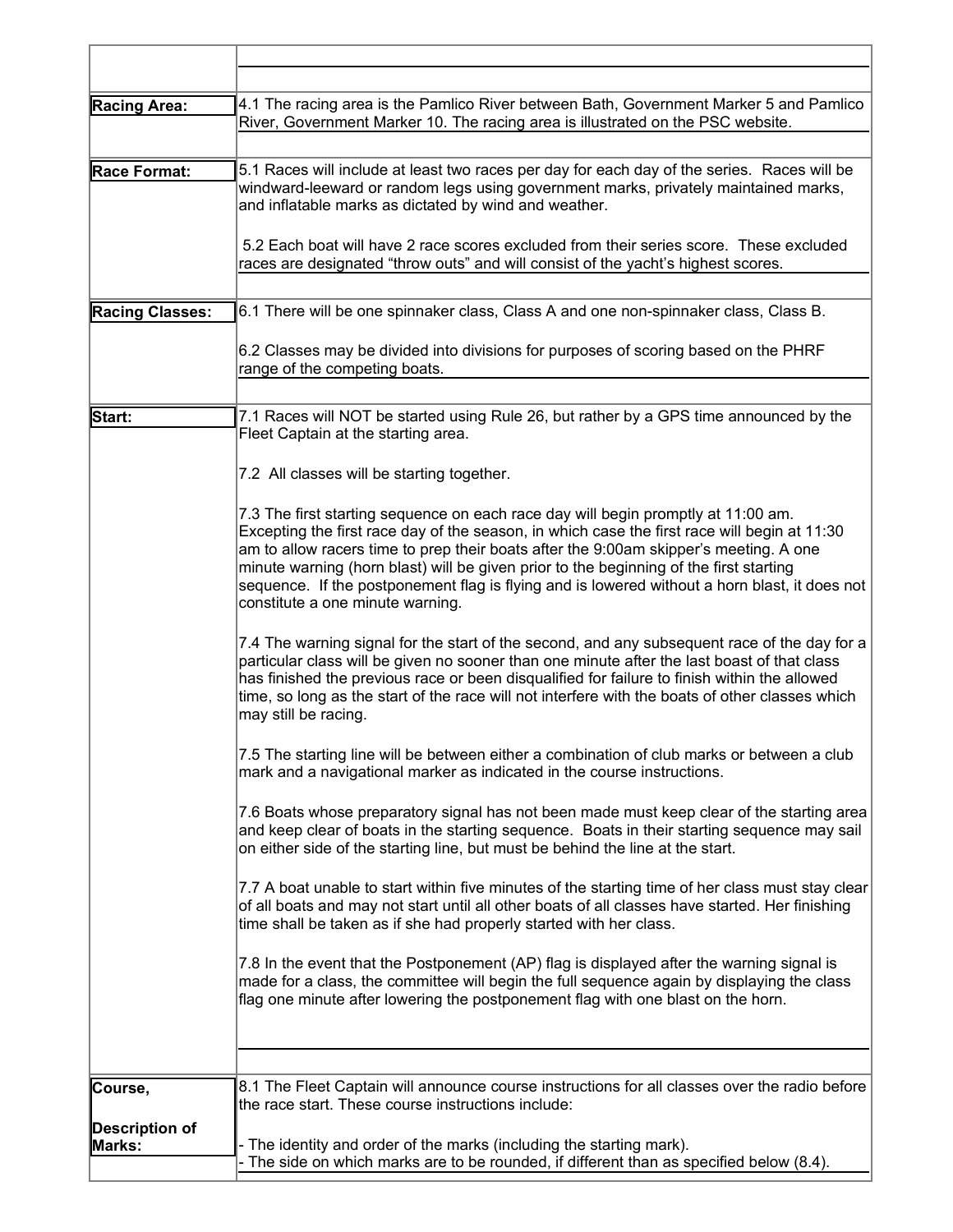**Racing Area:**

4.1 The racing area is the Pamlico River between Bath, Government Marker 5 and Pamlico River, Government Marker 10. The racing area is illustrated on the PSC website.

**Race Format:**

5.1 Races will include at least two races per day for each day of the series. Races will be windward-leeward or random legs using government marks, privately maintained marks, and inflatable marks as dictated by wind and weather.

5.2 Each boat will have 2 race scores excluded from their series score. These excluded races are designated "throw outs" and will consist of the yacht's highest scores.

**Racing Classes:**

6.1 There will be one spinnaker class, Class A and one non-spinnaker class, Class B.

6.2 Classes may be divided into divisions for purposes of scoring based on the PHRF range of the competing boats.

**Start:**

7.1 Races will NOT be started using Rule 26, but rather by a GPS time announced by the Fleet Captain at the starting area.

7.2 All classes will be starting together.

7.3 The first starting sequence on each race day will begin promptly at 11:00 am. Excepting the first race day of the season, in which case the first race will begin at 11:30 am to allow racers time to prep their boats after the 9:00am skipper's meeting. A one minute warning (horn blast) will be given prior to the beginning of the first starting sequence. If the postponement flag is flying and is lowered without a horn blast, it does not constitute a one minute warning.

7.4 The warning signal for the start of the second, and any subsequent race of the day for a particular class will be given no sooner than one minute after the last boast of that class has finished the previous race or been disqualified for failure to finish within the allowed time, so long as the start of the race will not interfere with the boats of other classes which may still be racing.

7.5 The starting line will be between either a combination of club marks or between a club mark and a navigational marker as indicated in the course instructions.

7.6 Boats whose preparatory signal has not been made must keep clear of the starting area and keep clear of boats in the starting sequence. Boats in their starting sequence may sail on either side of the starting line, but must be behind the line at the start.

7.7 A boat unable to start within five minutes of the starting time of her class must stay clear of all boats and may not start until all other boats of all classes have started. Her finishing time shall be taken as if she had properly started with her class.

7.8 In the event that the Postponement (AP) flag is displayed after the warning signal is made for a class, the committee will begin the full sequence again by displaying the class flag one minute after lowering the postponement flag with one blast on the horn.

**Course,**

**Description of Marks:**

8.1 The Fleet Captain will announce course instructions for all classes over the radio before the race start. These course instructions include:

- The identity and order of the marks (including the starting mark).
- The side on which marks are to be rounded, if different than as specified below (8.4).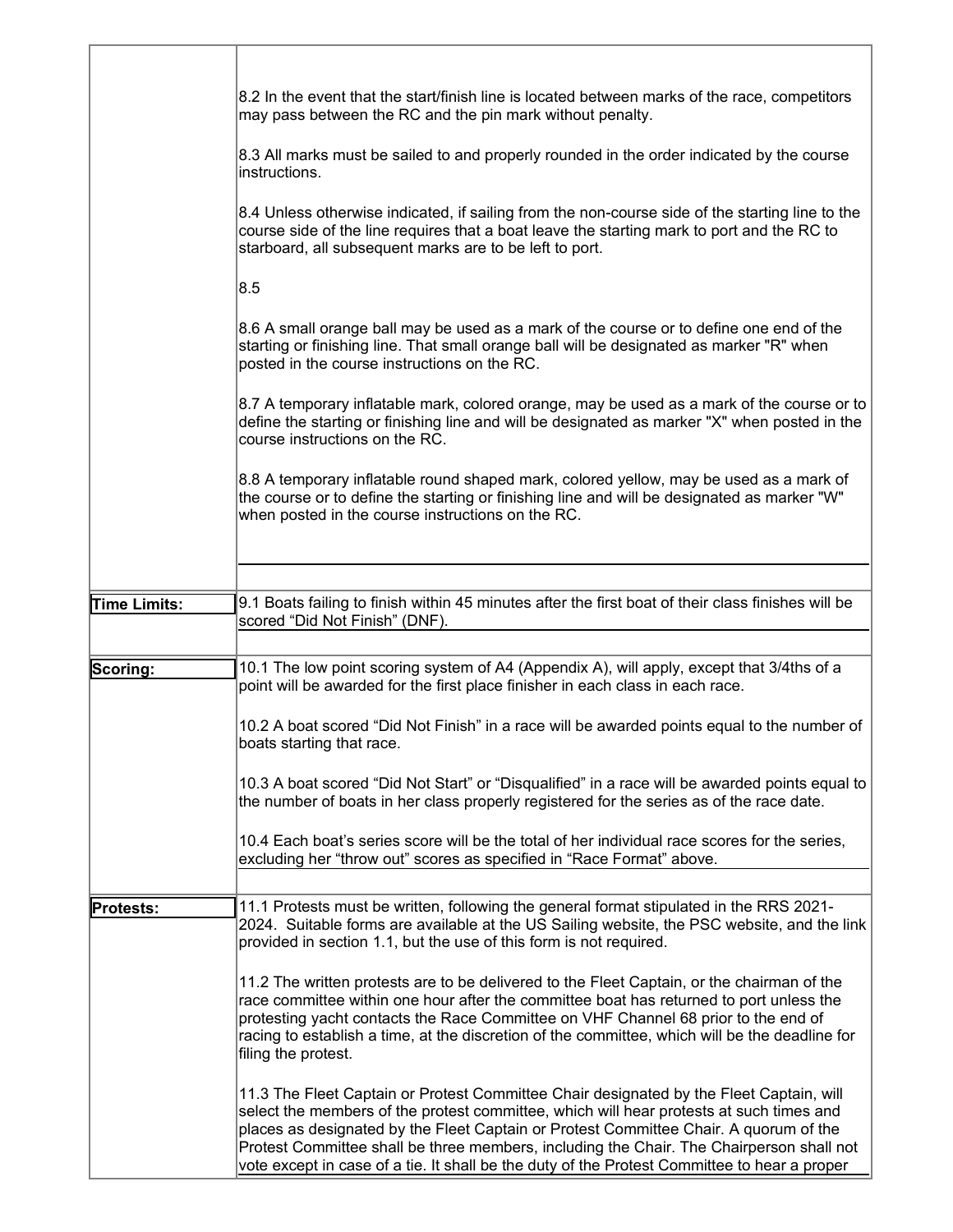|  |  |
|---|---|
|  | 8.2 In the event that the start/finish line is located between marks of the race, competitors may pass between the RC and the pin mark without penalty.<br><br>8.3 All marks must be sailed to and properly rounded in the order indicated by the course instructions.<br><br>8.4 Unless otherwise indicated, if sailing from the non-course side of the starting line to the course side of the line requires that a boat leave the starting mark to port and the RC to starboard, all subsequent marks are to be left to port.<br><br>8.5<br><br>8.6 A small orange ball may be used as a mark of the course or to define one end of the starting or finishing line. That small orange ball will be designated as marker "R" when posted in the course instructions on the RC.<br><br>8.7 A temporary inflatable mark, colored orange, may be used as a mark of the course or to define the starting or finishing line and will be designated as marker "X" when posted in the course instructions on the RC.<br><br>8.8 A temporary inflatable round shaped mark, colored yellow, may be used as a mark of the course or to define the starting or finishing line and will be designated as marker "W" when posted in the course instructions on the RC. |
| **Time Limits:** | 9.1 Boats failing to finish within 45 minutes after the first boat of their class finishes will be scored "Did Not Finish" (DNF). |
| **Scoring:** | 10.1 The low point scoring system of A4 (Appendix A), will apply, except that 3/4ths of a point will be awarded for the first place finisher in each class in each race.<br><br>10.2 A boat scored "Did Not Finish" in a race will be awarded points equal to the number of boats starting that race.<br><br>10.3 A boat scored "Did Not Start" or "Disqualified" in a race will be awarded points equal to the number of boats in her class properly registered for the series as of the race date.<br><br>10.4 Each boat's series score will be the total of her individual race scores for the series, excluding her "throw out" scores as specified in "Race Format" above. |
| **Protests:** | 11.1 Protests must be written, following the general format stipulated in the RRS 2021-2024. Suitable forms are available at the US Sailing website, the PSC website, and the link provided in section 1.1, but the use of this form is not required.<br><br>11.2 The written protests are to be delivered to the Fleet Captain, or the chairman of the race committee within one hour after the committee boat has returned to port unless the protesting yacht contacts the Race Committee on VHF Channel 68 prior to the end of racing to establish a time, at the discretion of the committee, which will be the deadline for filing the protest.<br><br>11.3 The Fleet Captain or Protest Committee Chair designated by the Fleet Captain, will select the members of the protest committee, which will hear protests at such times and places as designated by the Fleet Captain or Protest Committee Chair. A quorum of the Protest Committee shall be three members, including the Chair. The Chairperson shall not vote except in case of a tie. It shall be the duty of the Protest Committee to hear a proper |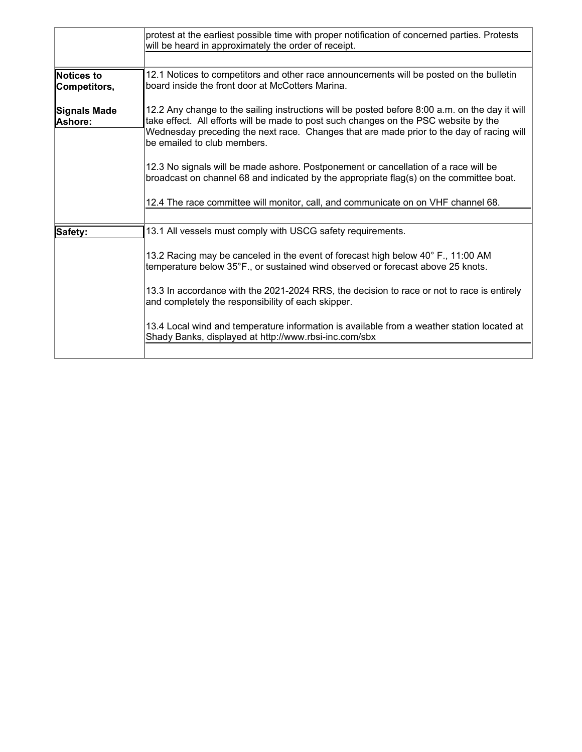| | |
|---|---|
| | protest at the earliest possible time with proper notification of concerned parties. Protests will be heard in approximately the order of receipt. |
| **Notices to Competitors,**<br><br>**Signals Made Ashore:** | 12.1 Notices to competitors and other race announcements will be posted on the bulletin board inside the front door at McCotters Marina.<br><br>12.2 Any change to the sailing instructions will be posted before 8:00 a.m. on the day it will take effect. All efforts will be made to post such changes on the PSC website by the Wednesday preceding the next race. Changes that are made prior to the day of racing will be emailed to club members.<br><br>12.3 No signals will be made ashore. Postponement or cancellation of a race will be broadcast on channel 68 and indicated by the appropriate flag(s) on the committee boat.<br><br>12.4 The race committee will monitor, call, and communicate on on VHF channel 68. |
| **Safety:** | 13.1 All vessels must comply with USCG safety requirements.<br><br>13.2 Racing may be canceled in the event of forecast high below 40° F., 11:00 AM temperature below 35°F., or sustained wind observed or forecast above 25 knots.<br><br>13.3 In accordance with the 2021-2024 RRS, the decision to race or not to race is entirely and completely the responsibility of each skipper.<br><br>13.4 Local wind and temperature information is available from a weather station located at Shady Banks, displayed at http://www.rbsi-inc.com/sbx |